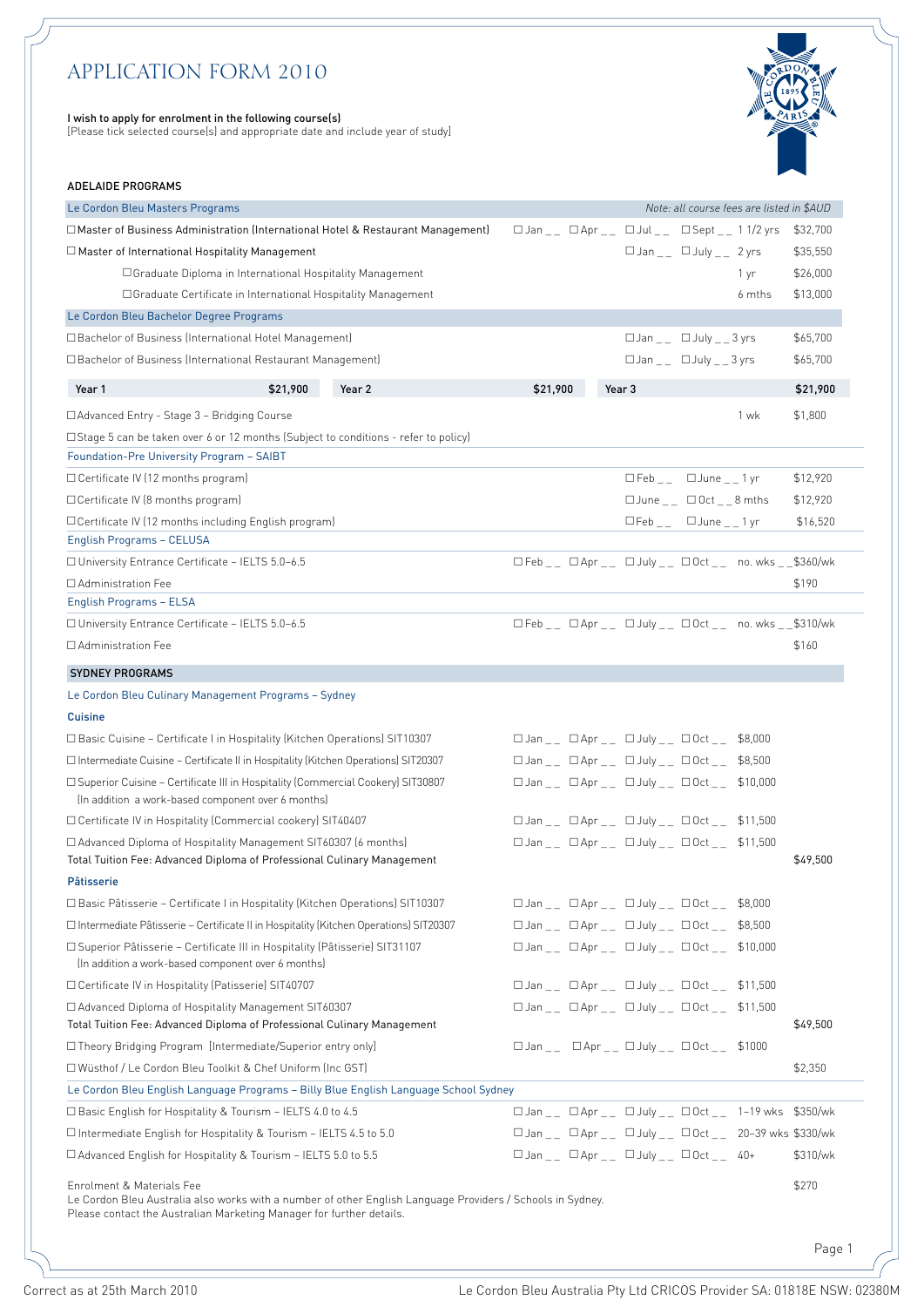# APPLICATION FORM 2010

**I wish to apply for enrolment in the following course(s)**
[Please tick selected course(s) and appropriate date and include year of study]

## ADELAIDE PROGRAMS

| Le Cordon Bleu Masters Programs | | *Note: all course fees are listed in $AUD* | |
|---|---|---|---|
| ☐ Master of Business Administration (International Hotel & Restaurant Management) | ☐ Jan _ _ ☐ Apr _ _ ☐ Jul _ _ ☐ Sept _ _ | 1 1/2 yrs | $32,700 |
| ☐ Master of International Hospitality Management | ☐ Jan _ _ ☐ July _ _ | 2 yrs | $35,550 |
| ☐ Graduate Diploma in International Hospitality Management | | 1 yr | $26,000 |
| ☐ Graduate Certificate in International Hospitality Management | | 6 mths | $13,000 |

| Le Cordon Bleu Bachelor Degree Programs | | | |
|---|---|---|---|
| ☐ Bachelor of Business (International Hotel Management) | ☐ Jan _ _ ☐ July _ _ | 3 yrs | $65,700 |
| ☐ Bachelor of Business (International Restaurant Management) | ☐ Jan _ _ ☐ July _ _ | 3 yrs | $65,700 |

| Year 1 | $21,900 | Year 2 | $21,900 | Year 3 | $21,900 |
|---|---|---|---|---|---|

| | | | |
|---|---|---|---|
| ☐ Advanced Entry - Stage 3 – Bridging Course | | 1 wk | $1,800 |
| ☐ Stage 5 can be taken over 6 or 12 months (Subject to conditions - refer to policy) | | | |

| Foundation-Pre University Program – SAIBT | | | |
|---|---|---|---|
| ☐ Certificate IV (12 months program) | ☐ Feb _ _ ☐ June _ _ | 1 yr | $12,920 |
| ☐ Certificate IV (8 months program) | ☐ June _ _ ☐ Oct _ _ | 8 mths | $12,920 |
| ☐ Certificate IV (12 months including English program) | ☐ Feb _ _ ☐ June _ _ | 1 yr | $16,520 |

| English Programs – CELUSA | | | |
|---|---|---|---|
| ☐ University Entrance Certificate – IELTS 5.0–6.5 | ☐ Feb _ _ ☐ Apr _ _ ☐ July _ _ ☐ Oct _ _ | no. wks _ _ | $360/wk |
| ☐ Administration Fee | | | $190 |

| English Programs – ELSA | | | |
|---|---|---|---|
| ☐ University Entrance Certificate – IELTS 5.0–6.5 | ☐ Feb _ _ ☐ Apr _ _ ☐ July _ _ ☐ Oct _ _ | no. wks _ _ | $310/wk |
| ☐ Administration Fee | | | $160 |

## SYDNEY PROGRAMS

### Le Cordon Bleu Culinary Management Programs – Sydney

| Cuisine | | | |
|---|---|---|---|
| ☐ Basic Cuisine – Certificate I in Hospitality (Kitchen Operations) SIT10307 | ☐ Jan _ _ ☐ Apr _ _ ☐ July _ _ ☐ Oct _ _ | $8,000 | |
| ☐ Intermediate Cuisine – Certificate II in Hospitality (Kitchen Operations) SIT20307 | ☐ Jan _ _ ☐ Apr _ _ ☐ July _ _ ☐ Oct _ _ | $8,500 | |
| ☐ Superior Cuisine – Certificate III in Hospitality (Commercial Cookery) SIT30807 (In addition a work-based component over 6 months) | ☐ Jan _ _ ☐ Apr _ _ ☐ July _ _ ☐ Oct _ _ | $10,000 | |
| ☐ Certificate IV in Hospitality (Commercial cookery) SIT40407 | ☐ Jan _ _ ☐ Apr _ _ ☐ July _ _ ☐ Oct _ _ | $11,500 | |
| ☐ Advanced Diploma of Hospitality Management SIT60307 (6 months) | ☐ Jan _ _ ☐ Apr _ _ ☐ July _ _ ☐ Oct _ _ | $11,500 | |
| Total Tuition Fee: Advanced Diploma of Professional Culinary Management | | | $49,500 |

| Pâtisserie | | | |
|---|---|---|---|
| ☐ Basic Pâtisserie – Certificate I in Hospitality (Kitchen Operations) SIT10307 | ☐ Jan _ _ ☐ Apr _ _ ☐ July _ _ ☐ Oct _ _ | $8,000 | |
| ☐ Intermediate Pâtisserie – Certificate II in Hospitality (Kitchen Operations) SIT20307 | ☐ Jan _ _ ☐ Apr _ _ ☐ July _ _ ☐ Oct _ _ | $8,500 | |
| ☐ Superior Pâtisserie – Certificate III in Hospitality (Pâtisserie) SIT31107 (In addition a work-based component over 6 months) | ☐ Jan _ _ ☐ Apr _ _ ☐ July _ _ ☐ Oct _ _ | $10,000 | |
| ☐ Certificate IV in Hospitality (Patisserie) SIT40707 | ☐ Jan _ _ ☐ Apr _ _ ☐ July _ _ ☐ Oct _ _ | $11,500 | |
| ☐ Advanced Diploma of Hospitality Management SIT60307 | ☐ Jan _ _ ☐ Apr _ _ ☐ July _ _ ☐ Oct _ _ | $11,500 | |
| Total Tuition Fee: Advanced Diploma of Professional Culinary Management | | | $49,500 |
| ☐ Theory Bridging Program (Intermediate/Superior entry only) | ☐ Jan _ _ ☐ Apr _ _ ☐ July _ _ ☐ Oct _ _ | $1000 | |
| ☐ Wüsthof / Le Cordon Bleu Toolkit & Chef Uniform (Inc GST) | | | $2,350 |

| Le Cordon Bleu English Language Programs – Billy Blue English Language School Sydney | | | |
|---|---|---|---|
| ☐ Basic English for Hospitality & Tourism – IELTS 4.0 to 4.5 | ☐ Jan _ _ ☐ Apr _ _ ☐ July _ _ ☐ Oct _ _ | 1–19 wks | $350/wk |
| ☐ Intermediate English for Hospitality & Tourism – IELTS 4.5 to 5.0 | ☐ Jan _ _ ☐ Apr _ _ ☐ July _ _ ☐ Oct _ _ | 20–39 wks | $330/wk |
| ☐ Advanced English for Hospitality & Tourism – IELTS 5.0 to 5.5 | ☐ Jan _ _ ☐ Apr _ _ ☐ July _ _ ☐ Oct _ _ | 40+ | $310/wk |

Enrolment & Materials Fee — $270

Le Cordon Bleu Australia also works with a number of other English Language Providers / Schools in Sydney.
Please contact the Australian Marketing Manager for further details.

Correct as at 25th March 2010

Le Cordon Bleu Australia Pty Ltd CRICOS Provider SA: 01818E NSW: 02380M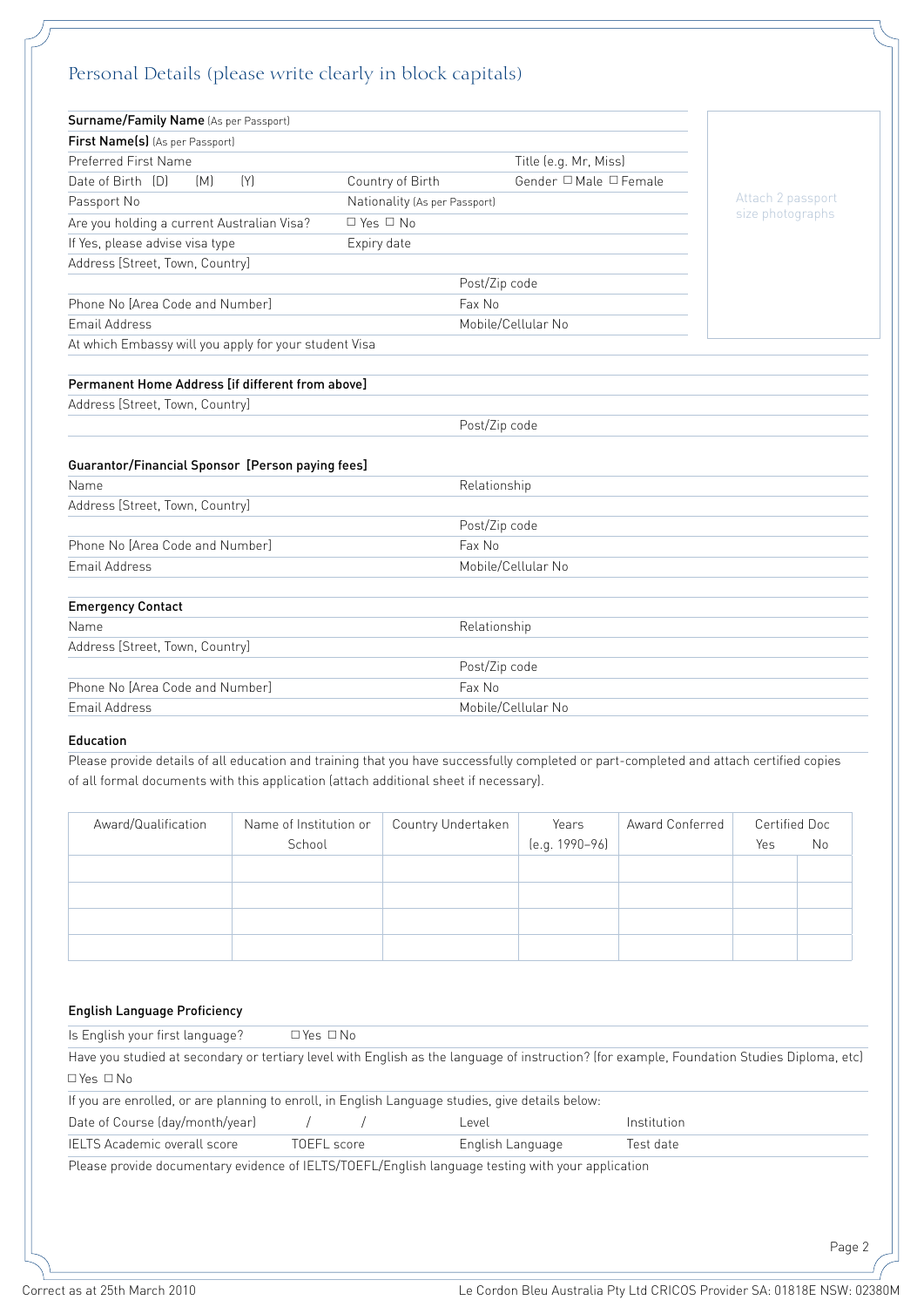# Personal Details (please write clearly in block capitals)

**Surname/Family Name** (As per Passport)

**First Name(s)** (As per Passport)

Preferred First Name | Title (e.g. Mr, Miss)

Date of Birth (D) (M) (Y) | Country of Birth | Gender ☐ Male ☐ Female

Passport No | Nationality (As per Passport)

Are you holding a current Australian Visa? ☐ Yes ☐ No

If Yes, please advise visa type | Expiry date

Address [Street, Town, Country]

Post/Zip code

Phone No [Area Code and Number] | Fax No

Email Address | Mobile/Cellular No

At which Embassy will you apply for your student Visa

Attach 2 passport size photographs

**Permanent Home Address [if different from above]**

Address [Street, Town, Country]

Post/Zip code

**Guarantor/Financial Sponsor [Person paying fees]**

Name | Relationship

Address [Street, Town, Country]

Post/Zip code

Phone No [Area Code and Number] | Fax No

Email Address | Mobile/Cellular No

**Emergency Contact**

Name | Relationship

Address [Street, Town, Country]

Post/Zip code

Phone No [Area Code and Number] | Fax No

Email Address | Mobile/Cellular No

**Education**

Please provide details of all education and training that you have successfully completed or part-completed and attach certified copies of all formal documents with this application (attach additional sheet if necessary).

| Award/Qualification | Name of Institution or School | Country Undertaken | Years (e.g. 1990–96) | Award Conferred | Certified Doc | |
|---|---|---|---|---|---|---|
| | | | | | Yes | No |
| | | | | | | |
| | | | | | | |
| | | | | | | |
| | | | | | | |

**English Language Proficiency**

Is English your first language? ☐ Yes ☐ No

Have you studied at secondary or tertiary level with English as the language of instruction? (for example, Foundation Studies Diploma, etc) ☐ Yes ☐ No

If you are enrolled, or are planning to enroll, in English Language studies, give details below:

Date of Course (day/month/year) / / | Level | Institution

IELTS Academic overall score | TOEFL score | English Language | Test date

Please provide documentary evidence of IELTS/TOEFL/English language testing with your application

Correct as at 25th March 2010

Le Cordon Bleu Australia Pty Ltd CRICOS Provider SA: 01818E NSW: 02380M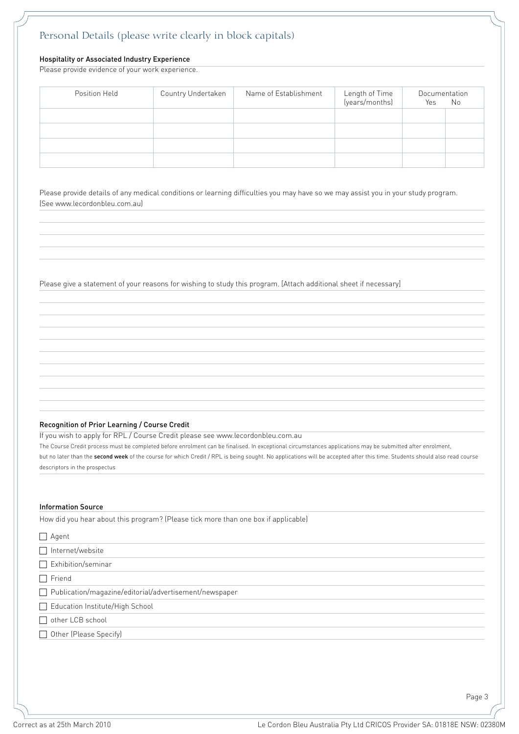## Personal Details (please write clearly in block capitals)

### Hospitality or Associated Industry Experience

Please provide evidence of your work experience.

| Position Held | Country Undertaken | Name of Establishment | Length of Time (years/months) | Documentation Yes | No |
|---|---|---|---|---|---|
| | | | | | |
| | | | | | |
| | | | | | |
| | | | | | |

Please provide details of any medical conditions or learning difficulties you may have so we may assist you in your study program. (See www.lecordonbleu.com.au)

Please give a statement of your reasons for wishing to study this program. [Attach additional sheet if necessary]

### Recognition of Prior Learning / Course Credit

If you wish to apply for RPL / Course Credit please see www.lecordonbleu.com.au

The Course Credit process must be completed before enrolment can be finalised. In exceptional circumstances applications may be submitted after enrolment, but no later than the **second week** of the course for which Credit / RPL is being sought. No applications will be accepted after this time. Students should also read course descriptors in the prospectus

### Information Source

How did you hear about this program? (Please tick more than one box if applicable)

- ☐ Agent
- ☐ Internet/website
- ☐ Exhibition/seminar
- ☐ Friend
- ☐ Publication/magazine/editorial/advertisement/newspaper
- ☐ Education Institute/High School
- ☐ other LCB school
- ☐ Other (Please Specify)

Correct as at 25th March 2010

Le Cordon Bleu Australia Pty Ltd CRICOS Provider SA: 01818E NSW: 02380M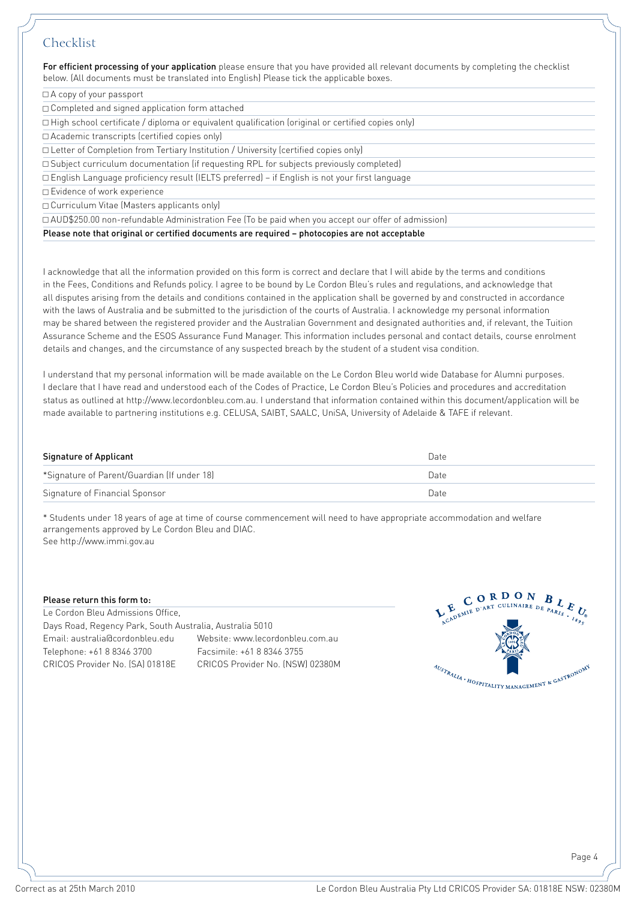## Checklist

**For efficient processing of your application** please ensure that you have provided all relevant documents by completing the checklist below. (All documents must be translated into English) Please tick the applicable boxes.

- ☐ A copy of your passport
- ☐ Completed and signed application form attached
- ☐ High school certificate / diploma or equivalent qualification (original or certified copies only)
- ☐ Academic transcripts (certified copies only)
- ☐ Letter of Completion from Tertiary Institution / University (certified copies only)
- ☐ Subject curriculum documentation (if requesting RPL for subjects previously completed)
- ☐ English Language proficiency result (IELTS preferred) – if English is not your first language
- ☐ Evidence of work experience
- ☐ Curriculum Vitae (Masters applicants only)
- ☐ AUD$250.00 non-refundable Administration Fee (To be paid when you accept our offer of admission)

**Please note that original or certified documents are required – photocopies are not acceptable**

I acknowledge that all the information provided on this form is correct and declare that I will abide by the terms and conditions in the Fees, Conditions and Refunds policy. I agree to be bound by Le Cordon Bleu's rules and regulations, and acknowledge that all disputes arising from the details and conditions contained in the application shall be governed by and constructed in accordance with the laws of Australia and be submitted to the jurisdiction of the courts of Australia. I acknowledge my personal information may be shared between the registered provider and the Australian Government and designated authorities and, if relevant, the Tuition Assurance Scheme and the ESOS Assurance Fund Manager. This information includes personal and contact details, course enrolment details and changes, and the circumstance of any suspected breach by the student of a student visa condition.

I understand that my personal information will be made available on the Le Cordon Bleu world wide Database for Alumni purposes. I declare that I have read and understood each of the Codes of Practice, Le Cordon Bleu's Policies and procedures and accreditation status as outlined at http://www.lecordonbleu.com.au. I understand that information contained within this document/application will be made available to partnering institutions e.g. CELUSA, SAIBT, SAALC, UniSA, University of Adelaide & TAFE if relevant.

| **Signature of Applicant** | Date |
|---|---|
| *Signature of Parent/Guardian (If under 18) | Date |
| Signature of Financial Sponsor | Date |

* Students under 18 years of age at time of course commencement will need to have appropriate accommodation and welfare arrangements approved by Le Cordon Bleu and DIAC.
See http://www.immi.gov.au

**Please return this form to:**

Le Cordon Bleu Admissions Office,
Days Road, Regency Park, South Australia, Australia 5010
Email: australia@cordonbleu.edu    Website: www.lecordonbleu.com.au
Telephone: +61 8 8346 3700    Facsimile: +61 8 8346 3755
CRICOS Provider No. (SA) 01818E    CRICOS Provider No. (NSW) 02380M

LE CORDON BLEU® ACADEMIE D'ART CULINAIRE DE PARIS · 1895
AUSTRALIA · HOSPITALITY MANAGEMENT & GASTRONOMY

Correct as at 25th March 2010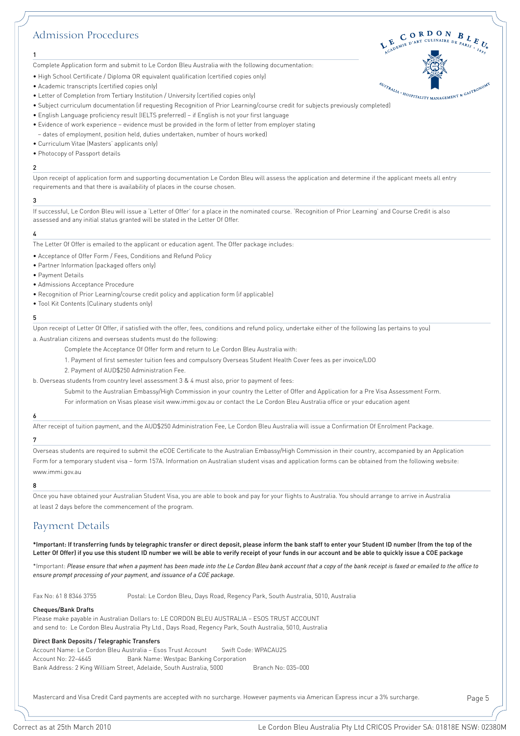# Admission Procedures

**1**

Complete Application form and submit to Le Cordon Bleu Australia with the following documentation:

- High School Certificate / Diploma OR equivalent qualification (certified copies only)
- Academic transcripts (certified copies only)
- Letter of Completion from Tertiary Institution / University (certified copies only)
- Subject curriculum documentation (if requesting Recognition of Prior Learning/course credit for subjects previously completed)
- English Language proficiency result (IELTS preferred) – if English is not your first language
- Evidence of work experience – evidence must be provided in the form of letter from employer stating – dates of employment, position held, duties undertaken, number of hours worked)
- Curriculum Vitae (Masters' applicants only)
- Photocopy of Passport details

**2**

Upon receipt of application form and supporting documentation Le Cordon Bleu will assess the application and determine if the applicant meets all entry requirements and that there is availability of places in the course chosen.

**3**

If successful, Le Cordon Bleu will issue a 'Letter of Offer' for a place in the nominated course. 'Recognition of Prior Learning' and Course Credit is also assessed and any initial status granted will be stated in the Letter Of Offer.

**4**

The Letter Of Offer is emailed to the applicant or education agent. The Offer package includes:

- Acceptance of Offer Form / Fees, Conditions and Refund Policy
- Partner Information (packaged offers only)
- Payment Details
- Admissions Acceptance Procedure
- Recognition of Prior Learning/course credit policy and application form (if applicable)
- Tool Kit Contents (Culinary students only)

**5**

Upon receipt of Letter Of Offer, if satisfied with the offer, fees, conditions and refund policy, undertake either of the following (as pertains to you)

a. Australian citizens and overseas students must do the following:

Complete the Acceptance Of Offer form and return to Le Cordon Bleu Australia with:

1. Payment of first semester tuition fees and compulsory Overseas Student Health Cover fees as per invoice/LOO
2. Payment of AUD$250 Administration Fee.

b. Overseas students from country level assessment 3 & 4 must also, prior to payment of fees:

Submit to the Australian Embassy/High Commission in your country the Letter of Offer and Application for a Pre Visa Assessment Form.

For information on Visas please visit www.immi.gov.au or contact the Le Cordon Bleu Australia office or your education agent

**6**

After receipt of tuition payment, and the AUD$250 Administration Fee, Le Cordon Bleu Australia will issue a Confirmation Of Enrolment Package.

**7**

Overseas students are required to submit the eCOE Certificate to the Australian Embassy/High Commission in their country, accompanied by an Application Form for a temporary student visa – form 157A. Information on Australian student visas and application forms can be obtained from the following website: www.immi.gov.au

**8**

Once you have obtained your Australian Student Visa, you are able to book and pay for your flights to Australia. You should arrange to arrive in Australia at least 2 days before the commencement of the program.

# Payment Details

**\*Important: If transferring funds by telegraphic transfer or direct deposit, please inform the bank staff to enter your Student ID number (from the top of the Letter Of Offer) if you use this student ID number we will be able to verify receipt of your funds in our account and be able to quickly issue a COE package**

*Important: *Please ensure that when a payment has been made into the Le Cordon Bleu bank account that a copy of the bank receipt is faxed or emailed to the office to ensure prompt processing of your payment, and issuance of a COE package.*

Fax No: 61 8 8346 3755    Postal: Le Cordon Bleu, Days Road, Regency Park, South Australia, 5010, Australia

**Cheques/Bank Drafts**

Please make payable in Australian Dollars to: LE CORDON BLEU AUSTRALIA – ESOS TRUST ACCOUNT
and send to: Le Cordon Bleu Australia Pty Ltd., Days Road, Regency Park, South Australia, 5010, Australia

**Direct Bank Deposits / Telegraphic Transfers**

Account Name: Le Cordon Bleu Australia – Esos Trust Account    Swift Code: WPACAU2S
Account No: 22-4645    Bank Name: Westpac Banking Corporation
Bank Address: 2 King William Street, Adelaide, South Australia, 5000    Branch No: 035-000

Mastercard and Visa Credit Card payments are accepted with no surcharge. However payments via American Express incur a 3% surcharge.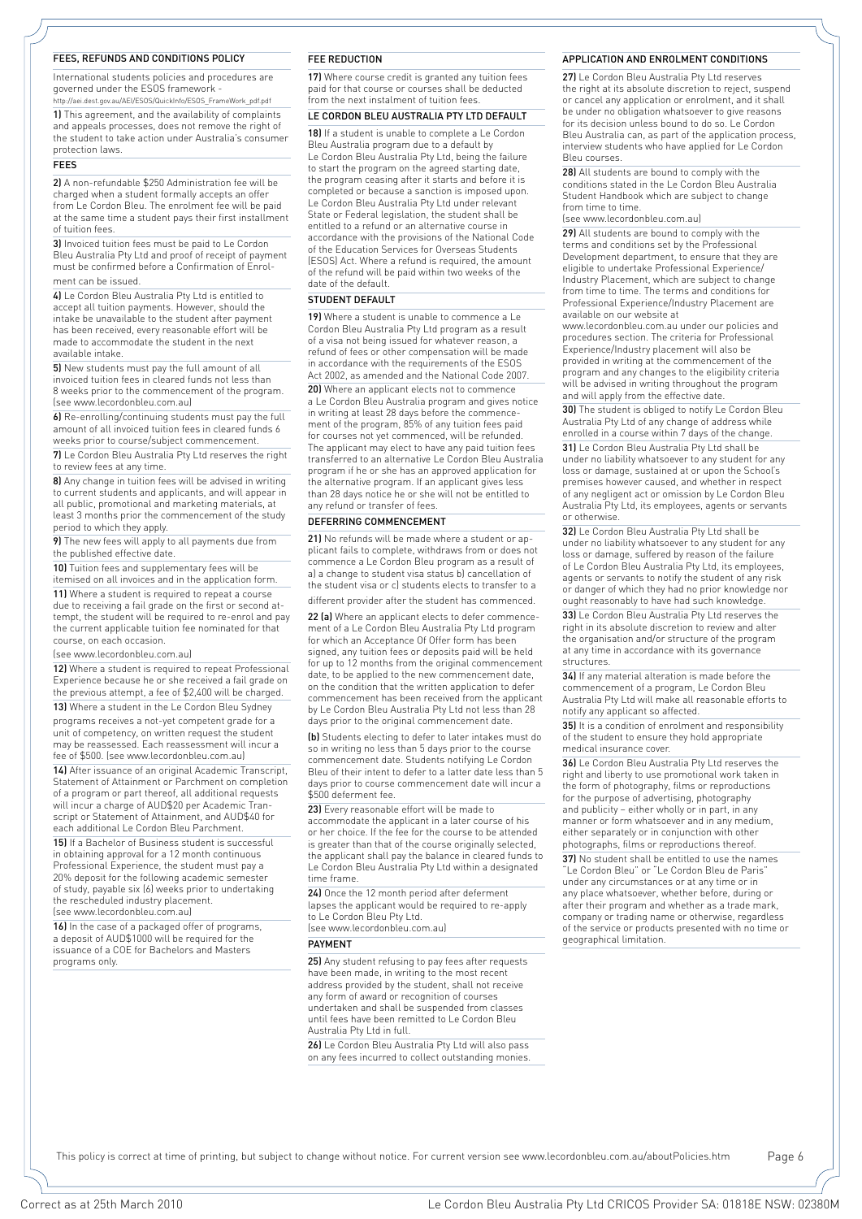## FEES, REFUNDS AND CONDITIONS POLICY

International students policies and procedures are governed under the ESOS framework - http://aei.dest.gov.au/AEI/ESOS/QuickInfo/ESOS_FrameWork_pdf.pdf

**1)** This agreement, and the availability of complaints and appeals processes, does not remove the right of the student to take action under Australia's consumer protection laws.

## FEES

**2)** A non-refundable $250 Administration fee will be charged when a student formally accepts an offer from Le Cordon Bleu. The enrolment fee will be paid at the same time a student pays their first installment of tuition fees.

**3)** Invoiced tuition fees must be paid to Le Cordon Bleu Australia Pty Ltd and proof of receipt of payment must be confirmed before a Confirmation of Enrolment can be issued.

**4)** Le Cordon Bleu Australia Pty Ltd is entitled to accept all tuition payments. However, should the intake be unavailable to the student after payment has been received, every reasonable effort will be made to accommodate the student in the next available intake.

**5)** New students must pay the full amount of all invoiced tuition fees in cleared funds not less than 8 weeks prior to the commencement of the program. (see www.lecordonbleu.com.au)

**6)** Re-enrolling/continuing students must pay the full amount of all invoiced tuition fees in cleared funds 6 weeks prior to course/subject commencement.

**7)** Le Cordon Bleu Australia Pty Ltd reserves the right to review fees at any time.

**8)** Any change in tuition fees will be advised in writing to current students and applicants, and will appear in all public, promotional and marketing materials, at least 3 months prior the commencement of the study period to which they apply.

**9)** The new fees will apply to all payments due from the published effective date.

**10)** Tuition fees and supplementary fees will be itemised on all invoices and in the application form.

**11)** Where a student is required to repeat a course due to receiving a fail grade on the first or second attempt, the student will be required to re-enrol and pay the current applicable tuition fee nominated for that course, on each occasion.
(see www.lecordonbleu.com.au)

**12)** Where a student is required to repeat Professional Experience because he or she received a fail grade on the previous attempt, a fee of $2,400 will be charged.

**13)** Where a student in the Le Cordon Bleu Sydney programs receives a not-yet competent grade for a unit of competency, on written request the student may be reassessed. Each reassessment will incur a fee of $500. (see www.lecordonbleu.com.au)

**14)** After issuance of an original Academic Transcript, Statement of Attainment or Parchment on completion of a program or part thereof, all additional requests will incur a charge of AUD$20 per Academic Transcript or Statement of Attainment, and AUD$40 for each additional Le Cordon Bleu Parchment.

**15)** If a Bachelor of Business student is successful in obtaining approval for a 12 month continuous Professional Experience, the student may pay a 20% deposit for the following academic semester of study, payable six (6) weeks prior to undertaking the rescheduled industry placement.
(see www.lecordonbleu.com.au)

**16)** In the case of a packaged offer of programs, a deposit of AUD$1000 will be required for the issuance of a COE for Bachelors and Masters programs only.

## FEE REDUCTION

**17)** Where course credit is granted any tuition fees paid for that course or courses shall be deducted from the next instalment of tuition fees.

## LE CORDON BLEU AUSTRALIA PTY LTD DEFAULT

**18)** If a student is unable to complete a Le Cordon Bleu Australia program due to a default by Le Cordon Bleu Australia Pty Ltd, being the failure to start the program on the agreed starting date, the program ceasing after it starts and before it is completed or because a sanction is imposed upon. Le Cordon Bleu Australia Pty Ltd under relevant State or Federal legislation, the student shall be entitled to a refund or an alternative course in accordance with the provisions of the National Code of the Education Services for Overseas Students (ESOS) Act. Where a refund is required, the amount of the refund will be paid within two weeks of the date of the default.

## STUDENT DEFAULT

**19)** Where a student is unable to commence a Le Cordon Bleu Australia Pty Ltd program as a result of a visa not being issued for whatever reason, a refund of fees or other compensation will be made in accordance with the requirements of the ESOS Act 2002, as amended and the National Code 2007.

**20)** Where an applicant elects not to commence a Le Cordon Bleu Australia program and gives notice in writing at least 28 days before the commencement of the program, 85% of any tuition fees paid for courses not yet commenced, will be refunded. The applicant may elect to have any paid tuition fees transferred to an alternative Le Cordon Bleu Australia program if he or she has an approved application for the alternative program. If an applicant gives less than 28 days notice he or she will not be entitled to any refund or transfer of fees.

## DEFERRING COMMENCEMENT

**21)** No refunds will be made where a student or applicant fails to complete, withdraws from or does not commence a Le Cordon Bleu program as a result of a) a change to student visa status b) cancellation of the student visa or c) students elects to transfer to a different provider after the student has commenced.

**22 (a)** Where an applicant elects to defer commencement of a Le Cordon Bleu Australia Pty Ltd program for which an Acceptance Of Offer form has been signed, any tuition fees or deposits paid will be held for up to 12 months from the original commencement date, to be applied to the new commencement date, on the condition that the written application to defer commencement has been received from the applicant by Le Cordon Bleu Australia Pty Ltd not less than 28 days prior to the original commencement date.

**(b)** Students electing to defer to later intakes must do so in writing no less than 5 days prior to the course commencement date. Students notifying Le Cordon Bleu of their intent to defer to a latter date less than 5 days prior to course commencement date will incur a $500 deferment fee.

**23)** Every reasonable effort will be made to accommodate the applicant in a later course of his or her choice. If the fee for the course to be attended is greater than that of the course originally selected, the applicant shall pay the balance in cleared funds to Le Cordon Bleu Australia Pty Ltd within a designated time frame.

**24)** Once the 12 month period after deferment lapses the applicant would be required to re-apply to Le Cordon Bleu Pty Ltd.
(see www.lecordonbleu.com.au)

## PAYMENT

**25)** Any student refusing to pay fees after requests have been made, in writing to the most recent address provided by the student, shall not receive any form of award or recognition of courses undertaken and shall be suspended from classes until fees have been remitted to Le Cordon Bleu Australia Pty Ltd in full.

**26)** Le Cordon Bleu Australia Pty Ltd will also pass on any fees incurred to collect outstanding monies.

## APPLICATION AND ENROLMENT CONDITIONS

**27)** Le Cordon Bleu Australia Pty Ltd reserves the right at its absolute discretion to reject, suspend or cancel any application or enrolment, and it shall be under no obligation whatsoever to give reasons for its decision unless bound to do so. Le Cordon Bleu Australia can, as part of the application process, interview students who have applied for Le Cordon Bleu courses.

**28)** All students are bound to comply with the conditions stated in the Le Cordon Bleu Australia Student Handbook which are subject to change from time to time.
(see www.lecordonbleu.com.au)

**29)** All students are bound to comply with the terms and conditions set by the Professional Development department, to ensure that they are eligible to undertake Professional Experience/ Industry Placement, which are subject to change from time to time. The terms and conditions for Professional Experience/Industry Placement are available on our website at www.lecordonbleu.com.au under our policies and procedures section. The criteria for Professional Experience/Industry placement will also be provided in writing at the commencement of the program and any changes to the eligibility criteria will be advised in writing throughout the program and will apply from the effective date.

**30)** The student is obliged to notify Le Cordon Bleu Australia Pty Ltd of any change of address while enrolled in a course within 7 days of the change.

**31)** Le Cordon Bleu Australia Pty Ltd shall be under no liability whatsoever to any student for any loss or damage, sustained at or upon the School's premises however caused, and whether in respect of any negligent act or omission by Le Cordon Bleu Australia Pty Ltd, its employees, agents or servants or otherwise.

**32)** Le Cordon Bleu Australia Pty Ltd shall be under no liability whatsoever to any student for any loss or damage, suffered by reason of the failure of Le Cordon Bleu Australia Pty Ltd, its employees, agents or servants to notify the student of any risk or danger of which they had no prior knowledge nor ought reasonably to have had such knowledge.

**33)** Le Cordon Bleu Australia Pty Ltd reserves the right in its absolute discretion to review and alter the organisation and/or structure of the program at any time in accordance with its governance structures.

**34)** If any material alteration is made before the commencement of a program, Le Cordon Bleu Australia Pty Ltd will make all reasonable efforts to notify any applicant so affected.

**35)** It is a condition of enrolment and responsibility of the student to ensure they hold appropriate medical insurance cover.

**36)** Le Cordon Bleu Australia Pty Ltd reserves the right and liberty to use promotional work taken in the form of photography, films or reproductions for the purpose of advertising, photography and publicity – either wholly or in part, in any manner or form whatsoever and in any medium, either separately or in conjunction with other photographs, films or reproductions thereof.

**37)** No student shall be entitled to use the names "Le Cordon Bleu" or "Le Cordon Bleu de Paris" under any circumstances or at any time or in any place whatsoever, whether before, during or after their program and whether as a trade mark, company or trading name or otherwise, regardless of the service or products presented with no time or geographical limitation.

This policy is correct at time of printing, but subject to change without notice. For current version see www.lecordonbleu.com.au/aboutPolicies.htm

Correct as at 25th March 2010

Le Cordon Bleu Australia Pty Ltd CRICOS Provider SA: 01818E NSW: 02380M